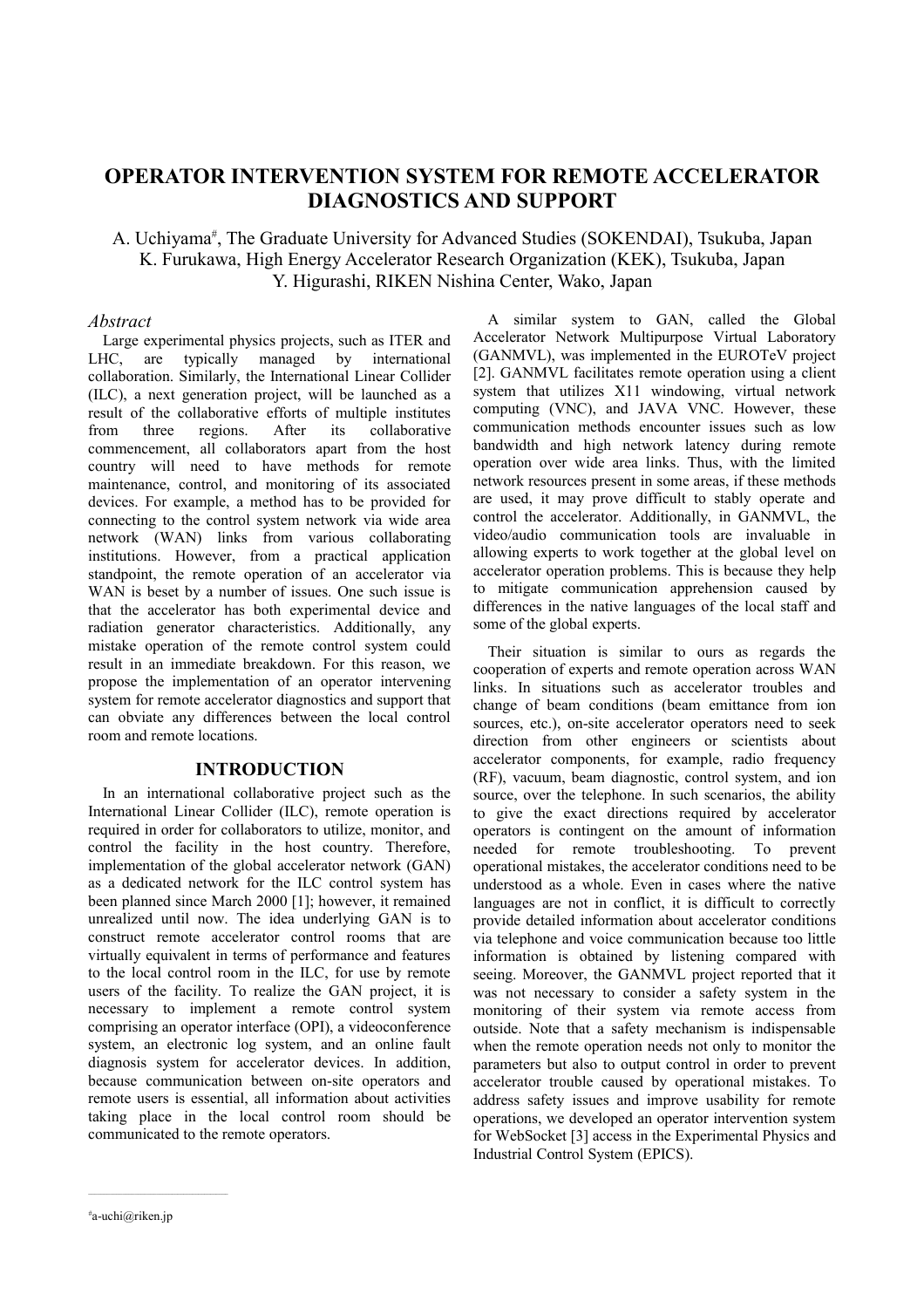# OPERATOR INTERVENTION SYSTEM FOR REMOTE ACCELERATOR DIAGNOSTICS AND SUPPORT

A. Uchiyama[#], The Graduate University for Advanced Studies (SOKENDAI), Tsukuba, Japan
K. Furukawa, High Energy Accelerator Research Organization (KEK), Tsukuba, Japan
Y. Higurashi, RIKEN Nishina Center, Wako, Japan

## *Abstract*

Large experimental physics projects, such as ITER and LHC, are typically managed by international collaboration. Similarly, the International Linear Collider (ILC), a next generation project, will be launched as a result of the collaborative efforts of multiple institutes from three regions. After its collaborative commencement, all collaborators apart from the host country will need to have methods for remote maintenance, control, and monitoring of its associated devices. For example, a method has to be provided for connecting to the control system network via wide area network (WAN) links from various collaborating institutions. However, from a practical application standpoint, the remote operation of an accelerator via WAN is beset by a number of issues. One such issue is that the accelerator has both experimental device and radiation generator characteristics. Additionally, any mistake operation of the remote control system could result in an immediate breakdown. For this reason, we propose the implementation of an operator intervening system for remote accelerator diagnostics and support that can obviate any differences between the local control room and remote locations.

## INTRODUCTION

In an international collaborative project such as the International Linear Collider (ILC), remote operation is required in order for collaborators to utilize, monitor, and control the facility in the host country. Therefore, implementation of the global accelerator network (GAN) as a dedicated network for the ILC control system has been planned since March 2000 [1]; however, it remained unrealized until now. The idea underlying GAN is to construct remote accelerator control rooms that are virtually equivalent in terms of performance and features to the local control room in the ILC, for use by remote users of the facility. To realize the GAN project, it is necessary to implement a remote control system comprising an operator interface (OPI), a videoconference system, an electronic log system, and an online fault diagnosis system for accelerator devices. In addition, because communication between on-site operators and remote users is essential, all information about activities taking place in the local control room should be communicated to the remote operators.

A similar system to GAN, called the Global Accelerator Network Multipurpose Virtual Laboratory (GANMVL), was implemented in the EUROTeV project [2]. GANMVL facilitates remote operation using a client system that utilizes X11 windowing, virtual network computing (VNC), and JAVA VNC. However, these communication methods encounter issues such as low bandwidth and high network latency during remote operation over wide area links. Thus, with the limited network resources present in some areas, if these methods are used, it may prove difficult to stably operate and control the accelerator. Additionally, in GANMVL, the video/audio communication tools are invaluable in allowing experts to work together at the global level on accelerator operation problems. This is because they help to mitigate communication apprehension caused by differences in the native languages of the local staff and some of the global experts.

Their situation is similar to ours as regards the cooperation of experts and remote operation across WAN links. In situations such as accelerator troubles and change of beam conditions (beam emittance from ion sources, etc.), on-site accelerator operators need to seek direction from other engineers or scientists about accelerator components, for example, radio frequency (RF), vacuum, beam diagnostic, control system, and ion source, over the telephone. In such scenarios, the ability to give the exact directions required by accelerator operators is contingent on the amount of information needed for remote troubleshooting. To prevent operational mistakes, the accelerator conditions need to be understood as a whole. Even in cases where the native languages are not in conflict, it is difficult to correctly provide detailed information about accelerator conditions via telephone and voice communication because too little information is obtained by listening compared with seeing. Moreover, the GANMVL project reported that it was not necessary to consider a safety system in the monitoring of their system via remote access from outside. Note that a safety mechanism is indispensable when the remote operation needs not only to monitor the parameters but also to output control in order to prevent accelerator trouble caused by operational mistakes. To address safety issues and improve usability for remote operations, we developed an operator intervention system for WebSocket [3] access in the Experimental Physics and Industrial Control System (EPICS).

---

[#] a-uchi@riken.jp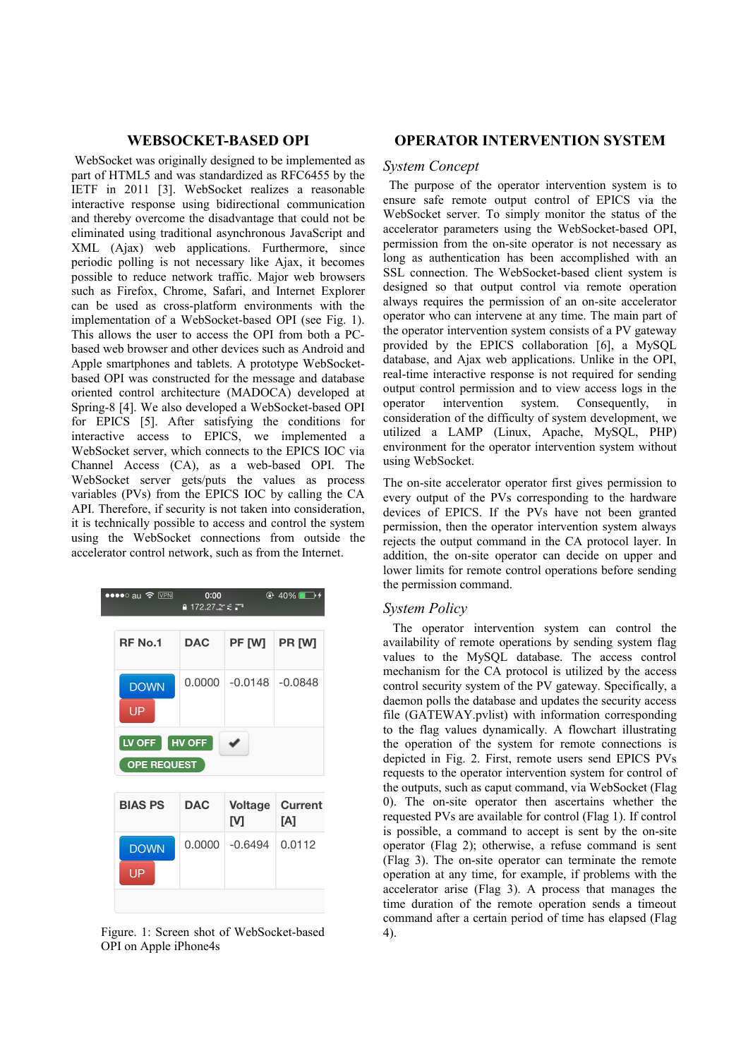## WEBSOCKET-BASED OPI

WebSocket was originally designed to be implemented as part of HTML5 and was standardized as RFC6455 by the IETF in 2011 [3]. WebSocket realizes a reasonable interactive response using bidirectional communication and thereby overcome the disadvantage that could not be eliminated using traditional asynchronous JavaScript and XML (Ajax) web applications. Furthermore, since periodic polling is not necessary like Ajax, it becomes possible to reduce network traffic. Major web browsers such as Firefox, Chrome, Safari, and Internet Explorer can be used as cross-platform environments with the implementation of a WebSocket-based OPI (see Fig. 1). This allows the user to access the OPI from both a PC-based web browser and other devices such as Android and Apple smartphones and tablets. A prototype WebSocket-based OPI was constructed for the message and database oriented control architecture (MADOCA) developed at Spring-8 [4]. We also developed a WebSocket-based OPI for EPICS [5]. After satisfying the conditions for interactive access to EPICS, we implemented a WebSocket server, which connects to the EPICS IOC via Channel Access (CA), as a web-based OPI. The WebSocket server gets/puts the values as process variables (PVs) from the EPICS IOC by calling the CA API. Therefore, if security is not taken into consideration, it is technically possible to access and control the system using the WebSocket connections from outside the accelerator control network, such as from the Internet.

| RF No.1 | DAC | PF [W] | PR [W] |
|---|---|---|---|
| DOWN UP | 0.0000 | -0.0148 | -0.0848 |
| LV OFF HV OFF ✔ OPE REQUEST | | | |

| BIAS PS | DAC | Voltage [V] | Current [A] |
|---|---|---|---|
| DOWN UP | 0.0000 | -0.6494 | 0.0112 |

Figure. 1: Screen shot of WebSocket-based OPI on Apple iPhone4s

## OPERATOR INTERVENTION SYSTEM

### *System Concept*

The purpose of the operator intervention system is to ensure safe remote output control of EPICS via the WebSocket server. To simply monitor the status of the accelerator parameters using the WebSocket-based OPI, permission from the on-site operator is not necessary as long as authentication has been accomplished with an SSL connection. The WebSocket-based client system is designed so that output control via remote operation always requires the permission of an on-site accelerator operator who can intervene at any time. The main part of the operator intervention system consists of a PV gateway provided by the EPICS collaboration [6], a MySQL database, and Ajax web applications. Unlike in the OPI, real-time interactive response is not required for sending output control permission and to view access logs in the operator intervention system. Consequently, in consideration of the difficulty of system development, we utilized a LAMP (Linux, Apache, MySQL, PHP) environment for the operator intervention system without using WebSocket.

The on-site accelerator operator first gives permission to every output of the PVs corresponding to the hardware devices of EPICS. If the PVs have not been granted permission, then the operator intervention system always rejects the output command in the CA protocol layer. In addition, the on-site operator can decide on upper and lower limits for remote control operations before sending the permission command.

### *System Policy*

The operator intervention system can control the availability of remote operations by sending system flag values to the MySQL database. The access control mechanism for the CA protocol is utilized by the access control security system of the PV gateway. Specifically, a daemon polls the database and updates the security access file (GATEWAY.pvlist) with information corresponding to the flag values dynamically. A flowchart illustrating the operation of the system for remote connections is depicted in Fig. 2. First, remote users send EPICS PVs requests to the operator intervention system for control of the outputs, such as caput command, via WebSocket (Flag 0). The on-site operator then ascertains whether the requested PVs are available for control (Flag 1). If control is possible, a command to accept is sent by the on-site operator (Flag 2); otherwise, a refuse command is sent (Flag 3). The on-site operator can terminate the remote operation at any time, for example, if problems with the accelerator arise (Flag 3). A process that manages the time duration of the remote operation sends a timeout command after a certain period of time has elapsed (Flag 4).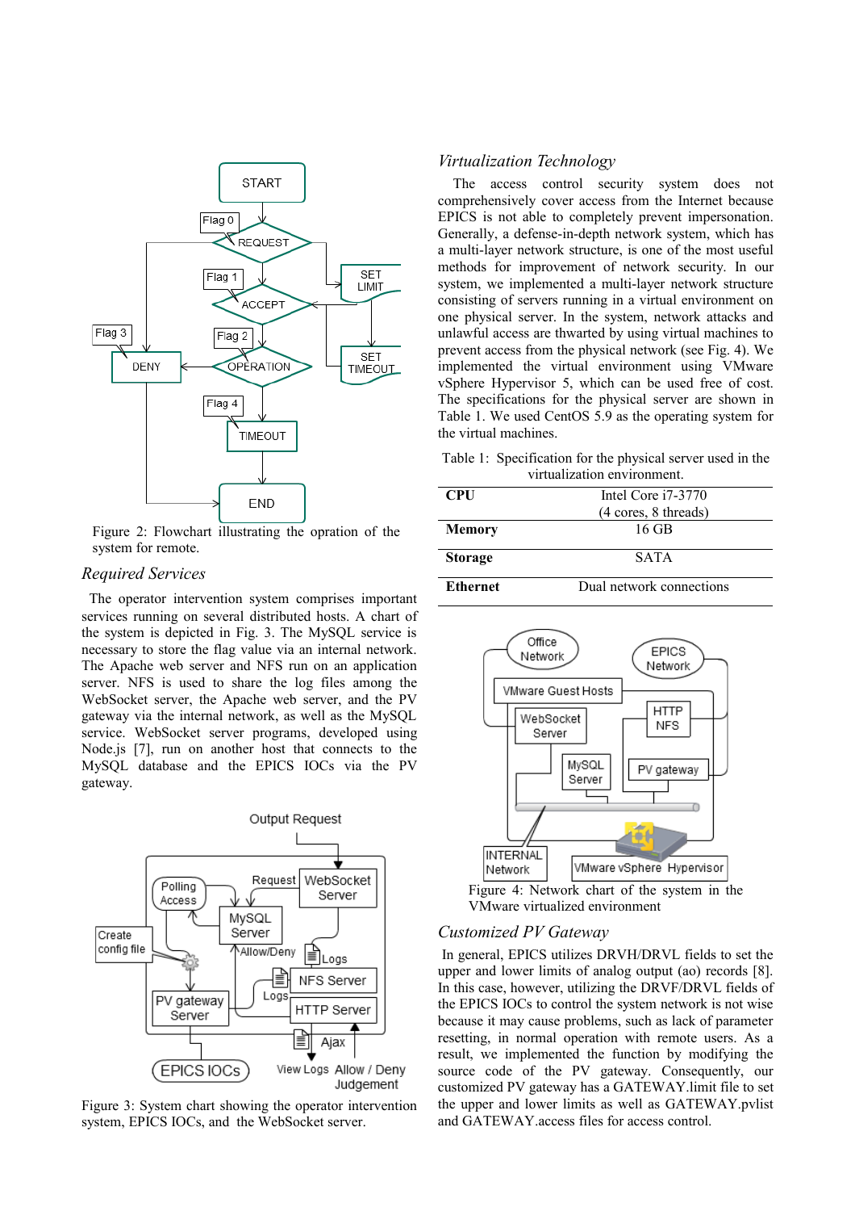Figure 2: Flowchart illustrating the opration of the system for remote.

### *Required Services*

The operator intervention system comprises important services running on several distributed hosts. A chart of the system is depicted in Fig. 3. The MySQL service is necessary to store the flag value via an internal network. The Apache web server and NFS run on an application server. NFS is used to share the log files among the WebSocket server, the Apache web server, and the PV gateway via the internal network, as well as the MySQL service. WebSocket server programs, developed using Node.js [7], run on another host that connects to the MySQL database and the EPICS IOCs via the PV gateway.

Figure 3: System chart showing the operator intervention system, EPICS IOCs, and the WebSocket server.

### *Virtualization Technology*

The access control security system does not comprehensively cover access from the Internet because EPICS is not able to completely prevent impersonation. Generally, a defense-in-depth network system, which has a multi-layer network structure, is one of the most useful methods for improvement of network security. In our system, we implemented a multi-layer network structure consisting of servers running in a virtual environment on one physical server. In the system, network attacks and unlawful access are thwarted by using virtual machines to prevent access from the physical network (see Fig. 4). We implemented the virtual environment using VMware vSphere Hypervisor 5, which can be used free of cost. The specifications for the physical server are shown in Table 1. We used CentOS 5.9 as the operating system for the virtual machines.

Table 1: Specification for the physical server used in the virtualization environment.

| | |
|---|---|
| **CPU** | Intel Core i7-3770 (4 cores, 8 threads) |
| **Memory** | 16 GB |
| **Storage** | SATA |
| **Ethernet** | Dual network connections |

Figure 4: Network chart of the system in the VMware virtualized environment

### *Customized PV Gateway*

In general, EPICS utilizes DRVH/DRVL fields to set the upper and lower limits of analog output (ao) records [8]. In this case, however, utilizing the DRVF/DRVL fields of the EPICS IOCs to control the system network is not wise because it may cause problems, such as lack of parameter resetting, in normal operation with remote users. As a result, we implemented the function by modifying the source code of the PV gateway. Consequently, our customized PV gateway has a GATEWAY.limit file to set the upper and lower limits as well as GATEWAY.pvlist and GATEWAY.access files for access control.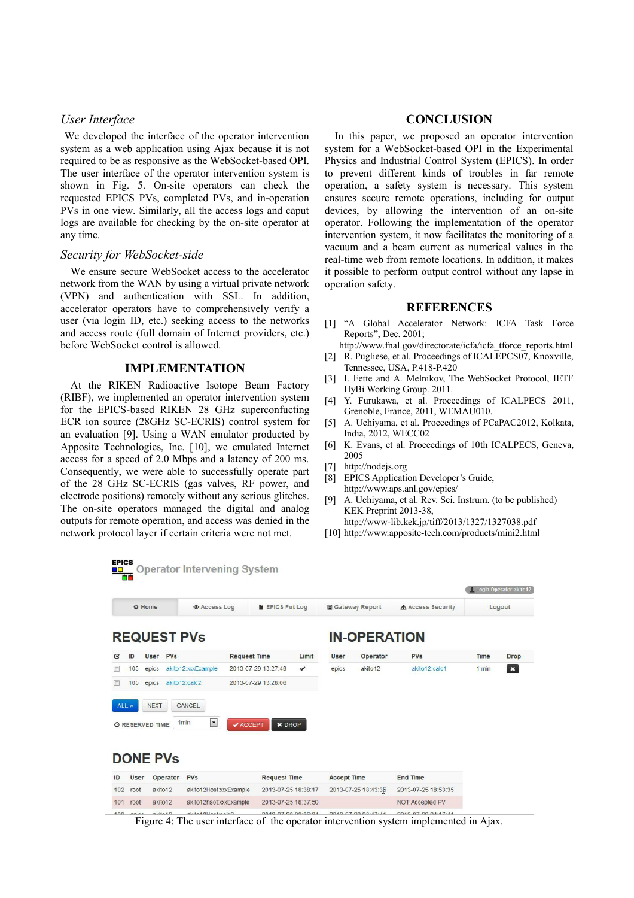### User Interface

We developed the interface of the operator intervention system as a web application using Ajax because it is not required to be as responsive as the WebSocket-based OPI. The user interface of the operator intervention system is shown in Fig. 5. On-site operators can check the requested EPICS PVs, completed PVs, and in-operation PVs in one view. Similarly, all the access logs and caput logs are available for checking by the on-site operator at any time.

### Security for WebSocket-side

We ensure secure WebSocket access to the accelerator network from the WAN by using a virtual private network (VPN) and authentication with SSL. In addition, accelerator operators have to comprehensively verify a user (via login ID, etc.) seeking access to the networks and access route (full domain of Internet providers, etc.) before WebSocket control is allowed.

## IMPLEMENTATION

At the RIKEN Radioactive Isotope Beam Factory (RIBF), we implemented an operator intervention system for the EPICS-based RIKEN 28 GHz superconfucting ECR ion source (28GHz SC-ECRIS) control system for an evaluation [9]. Using a WAN emulator producted by Apposite Technologies, Inc. [10], we emulated Internet access for a speed of 2.0 Mbps and a latency of 200 ms. Consequently, we were able to successfully operate part of the 28 GHz SC-ECRIS (gas valves, RF power, and electrode positions) remotely without any serious glitches. The on-site operators managed the digital and analog outputs for remote operation, and access was denied in the network protocol layer if certain criteria were not met.

## CONCLUSION

In this paper, we proposed an operator intervention system for a WebSocket-based OPI in the Experimental Physics and Industrial Control System (EPICS). In order to prevent different kinds of troubles in far remote operation, a safety system is necessary. This system ensures secure remote operations, including for output devices, by allowing the intervention of an on-site operator. Following the implementation of the operator intervention system, it now facilitates the monitoring of a vacuum and a beam current as numerical values in the real-time web from remote locations. In addition, it makes it possible to perform output control without any lapse in operation safety.

## REFERENCES

[1] "A Global Accelerator Network: ICFA Task Force Reports", Dec. 2001; http://www.fnal.gov/directorate/icfa/icfa_tforce_reports.html

[2] R. Pugliese, et al. Proceedings of ICALEPCS07, Knoxville, Tennessee, USA, P.418-P.420

[3] I. Fette and A. Melnikov, The WebSocket Protocol, IETF HyBi Working Group. 2011.

[4] Y. Furukawa, et al. Proceedings of ICALPECS 2011, Grenoble, France, 2011, WEMAU010.

[5] A. Uchiyama, et al. Proceedings of PCaPAC2012, Kolkata, India, 2012, WECC02

[6] K. Evans, et al. Proceedings of 10th ICALPECS, Geneva, 2005

[7] http://nodejs.org

[8] EPICS Application Developer's Guide, http://www.aps.anl.gov/epics/

[9] A. Uchiyama, et al. Rev. Sci. Instrum. (to be published) KEK Preprint 2013-38, http://www-lib.kek.jp/tiff/2013/1327/1327038.pdf

[10] http://www.apposite-tech.com/products/mini2.html

EPICS Operator Intervening System

Login Operator akito12

Home | Access Log | EPICS Put Log | Gateway Report | Access Security | Logout

REQUEST PVs

| | ID | User | PVs | Request Time | Limit |
|---|---|---|---|---|---|
| | 103 | epics | akito12:xxxExample | 2013-07-29 13:27:49 | ✔ |
| | 105 | epics | akito12:calc2 | 2013-07-29 13:28:06 | |

ALL » NEXT CANCEL

RESERVED TIME 1min ACCEPT DROP

IN-OPERATION

| User | Operator | PVs | Time | Drop |
|---|---|---|---|---|
| epics | akito12 | akito12:calc1 | 1 min | ✖ |

DONE PVs

| ID | User | Operator | PVs | Request Time | Accept Time | End Time |
|---|---|---|---|---|---|---|
| 102 | root | akito12 | akito12Host:xxxExample | 2013-07-25 18:38:17 | 2013-07-25 18:43:35 | 2013-07-25 18:53:35 |
| 101 | root | akito12 | akito12host:xxxExample | 2013-07-25 18:37:50 | | NOT Accepted PV |

Figure 4: The user interface of the operator intervention system implemented in Ajax.